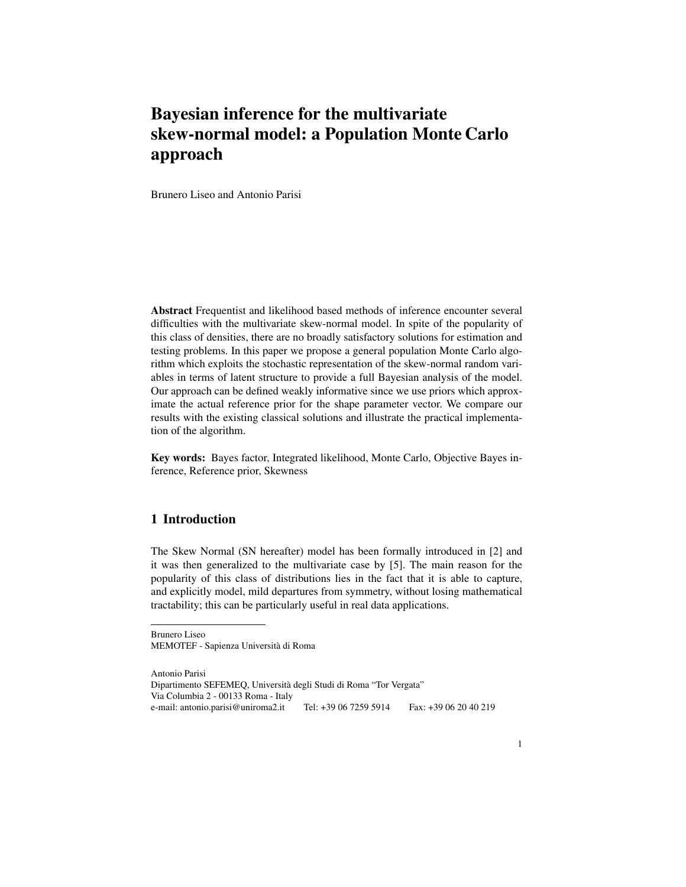# Bayesian inference for the multivariate skew-normal model: a Population Monte Carlo approach

Brunero Liseo and Antonio Parisi

**Abstract** Frequentist and likelihood based methods of inference encounter several difficulties with the multivariate skew-normal model. In spite of the popularity of this class of densities, there are no broadly satisfactory solutions for estimation and testing problems. In this paper we propose a general population Monte Carlo algorithm which exploits the stochastic representation of the skew-normal random variables in terms of latent structure to provide a full Bayesian analysis of the model. Our approach can be defined weakly informative since we use priors which approximate the actual reference prior for the shape parameter vector. We compare our results with the existing classical solutions and illustrate the practical implementation of the algorithm.

**Key words:** Bayes factor, Integrated likelihood, Monte Carlo, Objective Bayes inference, Reference prior, Skewness

## 1 Introduction

The Skew Normal (SN hereafter) model has been formally introduced in [2] and it was then generalized to the multivariate case by [5]. The main reason for the popularity of this class of distributions lies in the fact that it is able to capture, and explicitly model, mild departures from symmetry, without losing mathematical tractability; this can be particularly useful in real data applications.

---

Brunero Liseo
MEMOTEF - Sapienza Università di Roma

Antonio Parisi
Dipartimento SEFEMEQ, Università degli Studi di Roma "Tor Vergata"
Via Columbia 2 - 00133 Roma - Italy
e-mail: antonio.parisi@uniroma2.it Tel: +39 06 7259 5914 Fax: +39 06 20 40 219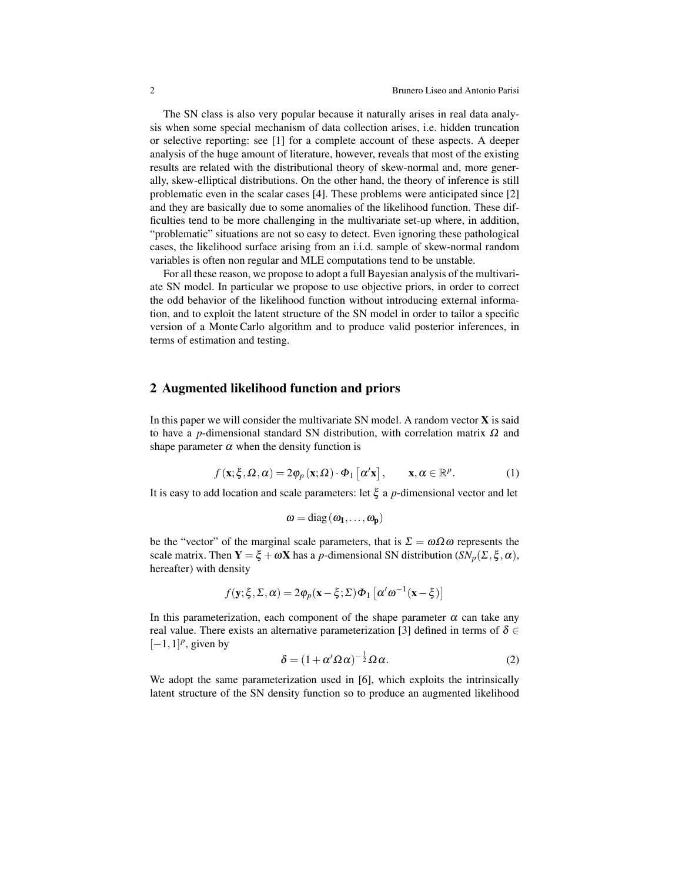The SN class is also very popular because it naturally arises in real data analysis when some special mechanism of data collection arises, i.e. hidden truncation or selective reporting: see [1] for a complete account of these aspects. A deeper analysis of the huge amount of literature, however, reveals that most of the existing results are related with the distributional theory of skew-normal and, more generally, skew-elliptical distributions. On the other hand, the theory of inference is still problematic even in the scalar cases [4]. These problems were anticipated since [2] and they are basically due to some anomalies of the likelihood function. These difficulties tend to be more challenging in the multivariate set-up where, in addition, "problematic" situations are not so easy to detect. Even ignoring these pathological cases, the likelihood surface arising from an i.i.d. sample of skew-normal random variables is often non regular and MLE computations tend to be unstable.

For all these reason, we propose to adopt a full Bayesian analysis of the multivariate SN model. In particular we propose to use objective priors, in order to correct the odd behavior of the likelihood function without introducing external information, and to exploit the latent structure of the SN model in order to tailor a specific version of a Monte Carlo algorithm and to produce valid posterior inferences, in terms of estimation and testing.

## 2 Augmented likelihood function and priors

In this paper we will consider the multivariate SN model. A random vector $\mathbf{X}$ is said to have a $p$-dimensional standard SN distribution, with correlation matrix $\Omega$ and shape parameter $\alpha$ when the density function is

$$f(\mathbf{x};\xi,\Omega,\alpha) = 2\varphi_p(\mathbf{x};\Omega)\cdot\Phi_1\left[\alpha'\mathbf{x}\right], \qquad \mathbf{x},\alpha\in\mathbb{R}^p. \tag{1}$$

It is easy to add location and scale parameters: let $\xi$ a $p$-dimensional vector and let

$$\omega = \mathrm{diag}(\omega_1,\ldots,\omega_p)$$

be the "vector" of the marginal scale parameters, that is $\Sigma = \omega\Omega\omega$ represents the scale matrix. Then $\mathbf{Y} = \xi + \omega\mathbf{X}$ has a $p$-dimensional SN distribution ($SN_p(\Sigma,\xi,\alpha)$, hereafter) with density

$$f(\mathbf{y};\xi,\Sigma,\alpha) = 2\varphi_p(\mathbf{x}-\xi;\Sigma)\Phi_1\left[\alpha'\omega^{-1}(\mathbf{x}-\xi)\right]$$

In this parameterization, each component of the shape parameter $\alpha$ can take any real value. There exists an alternative parameterization [3] defined in terms of $\delta\in[-1,1]^p$, given by

$$\delta = (1+\alpha'\Omega\alpha)^{-\frac{1}{2}}\Omega\alpha. \tag{2}$$

We adopt the same parameterization used in [6], which exploits the intrinsically latent structure of the SN density function so to produce an augmented likelihood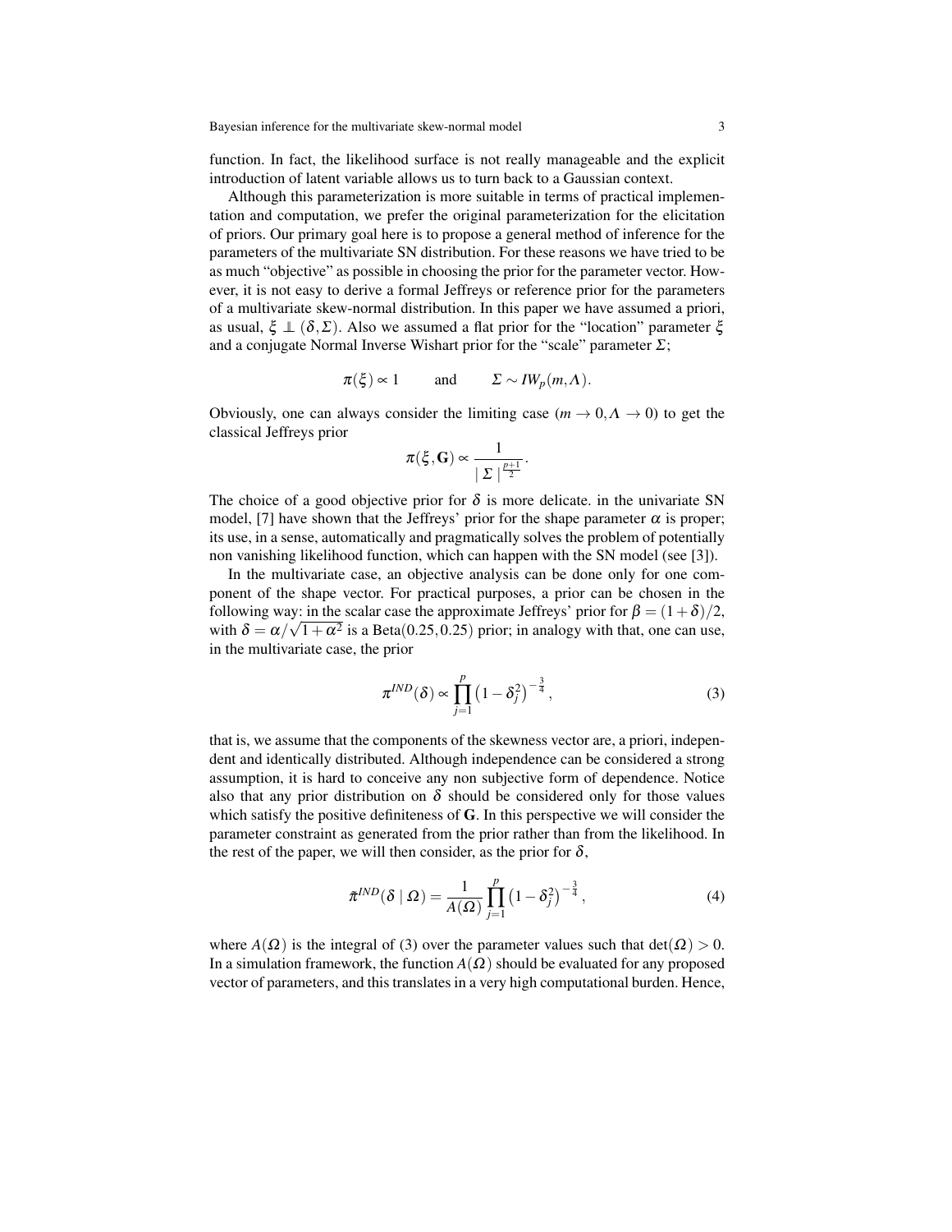function. In fact, the likelihood surface is not really manageable and the explicit introduction of latent variable allows us to turn back to a Gaussian context.

Although this parameterization is more suitable in terms of practical implementation and computation, we prefer the original parameterization for the elicitation of priors. Our primary goal here is to propose a general method of inference for the parameters of the multivariate SN distribution. For these reasons we have tried to be as much "objective" as possible in choosing the prior for the parameter vector. However, it is not easy to derive a formal Jeffreys or reference prior for the parameters of a multivariate skew-normal distribution. In this paper we have assumed a priori, as usual, $\xi \perp\!\!\!\perp (\delta, \Sigma)$. Also we assumed a flat prior for the "location" parameter $\xi$ and a conjugate Normal Inverse Wishart prior for the "scale" parameter $\Sigma$;

$$\pi(\xi) \propto 1 \qquad \text{and} \qquad \Sigma \sim IW_p(m, \Lambda).$$

Obviously, one can always consider the limiting case ($m \to 0, \Lambda \to 0$) to get the classical Jeffreys prior

$$\pi(\xi, \mathbf{G}) \propto \frac{1}{\mid \Sigma \mid^{\frac{p+1}{2}}}.$$

The choice of a good objective prior for $\delta$ is more delicate. in the univariate SN model, [7] have shown that the Jeffreys' prior for the shape parameter $\alpha$ is proper; its use, in a sense, automatically and pragmatically solves the problem of potentially non vanishing likelihood function, which can happen with the SN model (see [3]).

In the multivariate case, an objective analysis can be done only for one component of the shape vector. For practical purposes, a prior can be chosen in the following way: in the scalar case the approximate Jeffreys' prior for $\beta = (1+\delta)/2$, with $\delta = \alpha/\sqrt{1+\alpha^2}$ is a Beta$(0.25, 0.25)$ prior; in analogy with that, one can use, in the multivariate case, the prior

$$\pi^{IND}(\delta) \propto \prod_{j=1}^{p} \left(1 - \delta_j^2\right)^{-\frac{3}{4}}, \tag{3}$$

that is, we assume that the components of the skewness vector are, a priori, independent and identically distributed. Although independence can be considered a strong assumption, it is hard to conceive any non subjective form of dependence. Notice also that any prior distribution on $\delta$ should be considered only for those values which satisfy the positive definiteness of $\mathbf{G}$. In this perspective we will consider the parameter constraint as generated from the prior rather than from the likelihood. In the rest of the paper, we will then consider, as the prior for $\delta$,

$$\tilde{\pi}^{IND}(\delta \mid \Omega) = \frac{1}{A(\Omega)} \prod_{j=1}^{p} \left(1 - \delta_j^2\right)^{-\frac{3}{4}}, \tag{4}$$

where $A(\Omega)$ is the integral of (3) over the parameter values such that $\det(\Omega) > 0$. In a simulation framework, the function $A(\Omega)$ should be evaluated for any proposed vector of parameters, and this translates in a very high computational burden. Hence,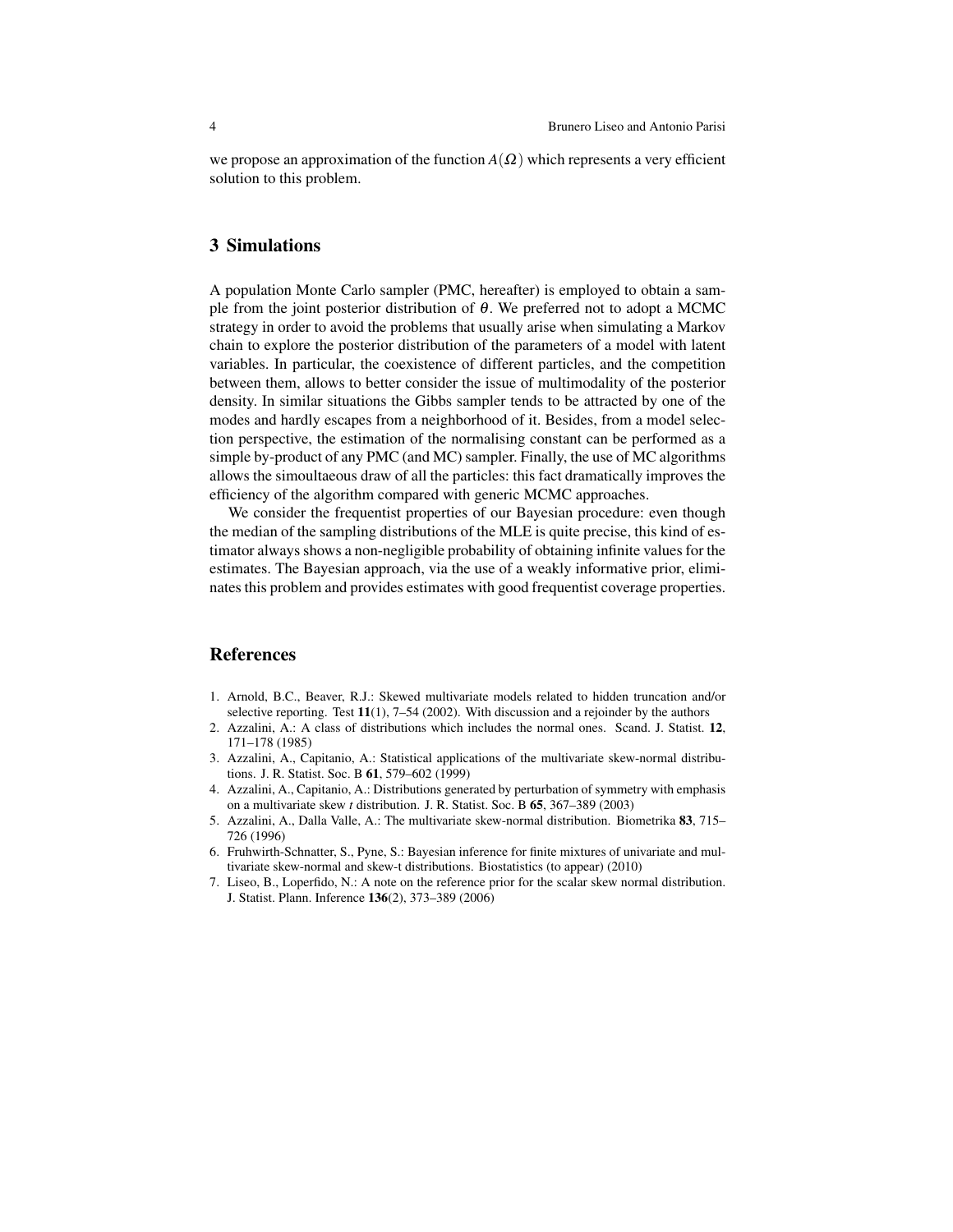we propose an approximation of the function $A(\Omega)$ which represents a very efficient solution to this problem.

## 3 Simulations

A population Monte Carlo sampler (PMC, hereafter) is employed to obtain a sample from the joint posterior distribution of $\theta$. We preferred not to adopt a MCMC strategy in order to avoid the problems that usually arise when simulating a Markov chain to explore the posterior distribution of the parameters of a model with latent variables. In particular, the coexistence of different particles, and the competition between them, allows to better consider the issue of multimodality of the posterior density. In similar situations the Gibbs sampler tends to be attracted by one of the modes and hardly escapes from a neighborhood of it. Besides, from a model selection perspective, the estimation of the normalising constant can be performed as a simple by-product of any PMC (and MC) sampler. Finally, the use of MC algorithms allows the simoultaeous draw of all the particles: this fact dramatically improves the efficiency of the algorithm compared with generic MCMC approaches.

We consider the frequentist properties of our Bayesian procedure: even though the median of the sampling distributions of the MLE is quite precise, this kind of estimator always shows a non-negligible probability of obtaining infinite values for the estimates. The Bayesian approach, via the use of a weakly informative prior, eliminates this problem and provides estimates with good frequentist coverage properties.

## References

1. Arnold, B.C., Beaver, R.J.: Skewed multivariate models related to hidden truncation and/or selective reporting. Test **11**(1), 7–54 (2002). With discussion and a rejoinder by the authors
2. Azzalini, A.: A class of distributions which includes the normal ones. Scand. J. Statist. **12**, 171–178 (1985)
3. Azzalini, A., Capitanio, A.: Statistical applications of the multivariate skew-normal distributions. J. R. Statist. Soc. B **61**, 579–602 (1999)
4. Azzalini, A., Capitanio, A.: Distributions generated by perturbation of symmetry with emphasis on a multivariate skew *t* distribution. J. R. Statist. Soc. B **65**, 367–389 (2003)
5. Azzalini, A., Dalla Valle, A.: The multivariate skew-normal distribution. Biometrika **83**, 715–726 (1996)
6. Fruhwirth-Schnatter, S., Pyne, S.: Bayesian inference for finite mixtures of univariate and multivariate skew-normal and skew-t distributions. Biostatistics (to appear) (2010)
7. Liseo, B., Loperfido, N.: A note on the reference prior for the scalar skew normal distribution. J. Statist. Plann. Inference **136**(2), 373–389 (2006)